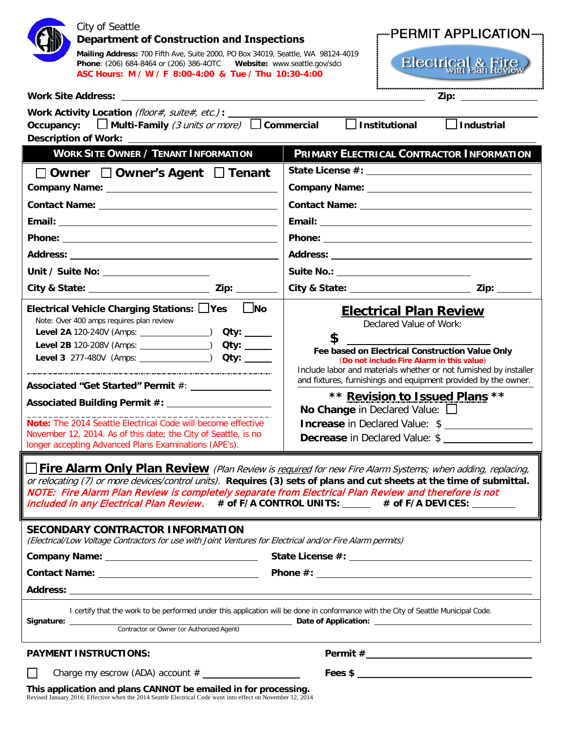City of Seattle

**Department of Construction and Inspections**

**Mailing Address:** 700 Fifth Ave, Suite 2000, PO Box 34019, Seattle, WA 98124-4019
**Phone**: (206) 684-8464 or (206) 386-4OTC **Website:** www.seattle.gov/sdci
**ASC Hours: M / W / F 8:00-4:00 & Tue / Thu 10:30-4:00**

# PERMIT APPLICATION

## Electrical & Fire with Plan Review

**Work Site Address:** ______________________________ **Zip:** __________

**Work Activity Location** *(floor#, suite#, etc.)*: ______________________________

**Occupancy:** ☐ **Multi-Family** *(3 units or more)* ☐ **Commercial** ☐ **Institutional** ☐ **Industrial**

**Description of Work:** ______________________________

| WORK SITE OWNER / TENANT INFORMATION | PRIMARY ELECTRICAL CONTRACTOR INFORMATION |
|---|---|
| ☐ **Owner** ☐ **Owner's Agent** ☐ **Tenant** | **State License #:** __________ |
| **Company Name:** __________ | **Company Name:** __________ |
| **Contact Name:** __________ | **Contact Name:** __________ |
| **Email:** __________ | **Email:** __________ |
| **Phone:** __________ | **Phone:** __________ |
| **Address:** __________ | **Address:** __________ |
| **Unit / Suite No:** __________ | **Suite No.:** __________ |
| **City & State:** __________ **Zip:** __________ | **City & State:** __________ **Zip:** __________ |

**Electrical Vehicle Charging Stations:** ☐ **Yes** ☐ **No**

Note: Over 400 amps requires plan review

**Level 2A** 120-240V (Amps: __________) **Qty:** ______
**Level 2B** 120-208V (Amps: __________) **Qty:** ______
**Level 3** 277-480V (Amps: __________) **Qty:** ______

**Associated "Get Started" Permit** #: __________

**Associated Building Permit #:** __________

**Note:** The 2014 Seattle Electrical Code will become effective November 12, 2014. As of this date; the City of Seattle, is no longer accepting Advanced Plans Examinations (APE's).

### Electrical Plan Review

Declared Value of Work:

**$** __________

**Fee based on Electrical Construction Value Only**
(**Do not include Fire Alarm in this value**)
Include labor and materials whether or not furnished by installer and fixtures, furnishings and equipment provided by the owner.

**\*\* Revision to Issued Plans \*\***

**No Change** in Declared Value: ☐
**Increase** in Declared Value: $ __________
**Decrease** in Declared Value: $ __________

☐ **Fire Alarm Only Plan Review** *(Plan Review is required for new Fire Alarm Systems; when adding, replacing, or relocating (7) or more devices/control units).* **Requires (3) sets of plans and cut sheets at the time of submittal.** ***NOTE: Fire Alarm Plan Review is completely separate from Electrical Plan Review and therefore is not included in any Electrical Plan Review.*** **# of F/A CONTROL UNITS:** ______ **# of F/A DEVICES:** ______

### SECONDARY CONTRACTOR INFORMATION

*(Electrical/Low Voltage Contractors for use with Joint Ventures for Electrical and/or Fire Alarm permits)*

**Company Name:** __________ **State License #:** __________

**Contact Name:** __________ **Phone #:** __________

**Address:** __________

I certify that the work to be performed under this application will be done in conformance with the City of Seattle Municipal Code.

**Signature:** ______________________________ **Date of Application:** __________
Contractor or Owner (or Authorized Agent)

**PAYMENT INSTRUCTIONS:** **Permit #** __________

☐ Charge my escrow (ADA) account # __________ **Fees $** __________

**This application and plans CANNOT be emailed in for processing.**

Revised January 2016; Effective when the 2014 Seattle Electrical Code went into effect on November 12, 2014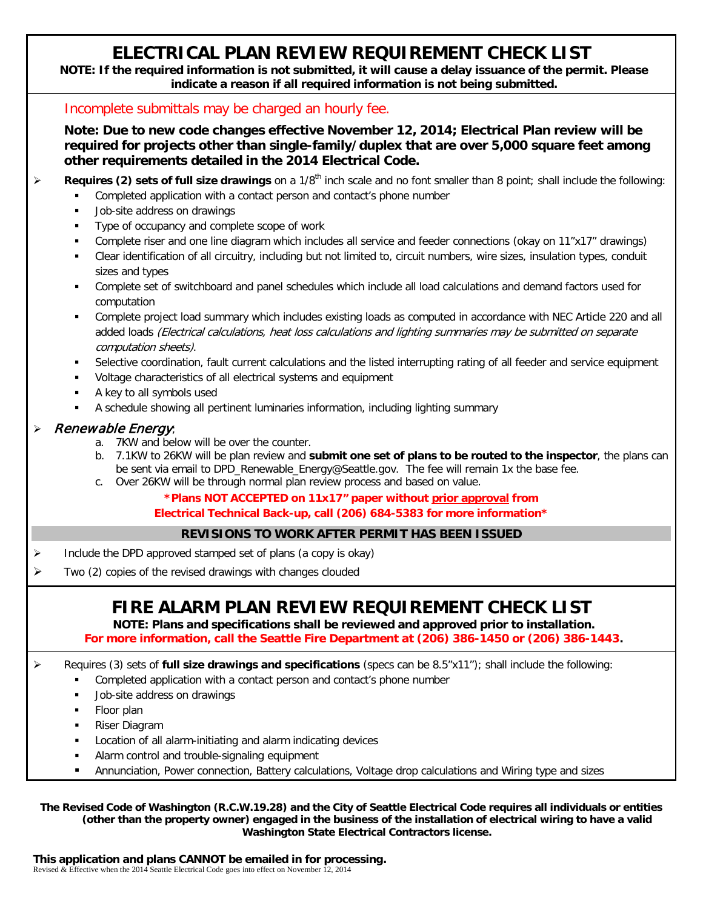# ELECTRICAL PLAN REVIEW REQUIREMENT CHECK LIST

**NOTE: If the required information is not submitted, it will cause a delay issuance of the permit. Please indicate a reason if all required information is not being submitted.**

Incomplete submittals may be charged an hourly fee.

**Note: Due to new code changes effective November 12, 2014; Electrical Plan review will be required for projects other than single-family/duplex that are over 5,000 square feet among other requirements detailed in the 2014 Electrical Code.**

- **Requires (2) sets of full size drawings** on a 1/8th inch scale and no font smaller than 8 point; shall include the following:
  - Completed application with a contact person and contact's phone number
  - Job-site address on drawings
  - Type of occupancy and complete scope of work
  - Complete riser and one line diagram which includes all service and feeder connections (okay on 11"x17" drawings)
  - Clear identification of all circuitry, including but not limited to, circuit numbers, wire sizes, insulation types, conduit sizes and types
  - Complete set of switchboard and panel schedules which include all load calculations and demand factors used for computation
  - Complete project load summary which includes existing loads as computed in accordance with NEC Article 220 and all added loads *(Electrical calculations, heat loss calculations and lighting summaries may be submitted on separate computation sheets)*.
  - Selective coordination, fault current calculations and the listed interrupting rating of all feeder and service equipment
  - Voltage characteristics of all electrical systems and equipment
  - A key to all symbols used
  - A schedule showing all pertinent luminaries information, including lighting summary

- *Renewable Energy*:
  a. 7KW and below will be over the counter.
  b. 7.1KW to 26KW will be plan review and **submit one set of plans to be routed to the inspector**, the plans can be sent via email to DPD_Renewable_Energy@Seattle.gov. The fee will remain 1x the base fee.
  c. Over 26KW will be through normal plan review process and based on value.

**\*Plans NOT ACCEPTED on 11x17" paper without prior approval from Electrical Technical Back-up, call (206) 684-5383 for more information\***

### REVISIONS TO WORK AFTER PERMIT HAS BEEN ISSUED

- Include the DPD approved stamped set of plans (a copy is okay)
- Two (2) copies of the revised drawings with changes clouded

# FIRE ALARM PLAN REVIEW REQUIREMENT CHECK LIST

**NOTE: Plans and specifications shall be reviewed and approved prior to installation.**
**For more information, call the Seattle Fire Department at (206) 386-1450 or (206) 386-1443.**

- Requires (3) sets of **full size drawings and specifications** (specs can be 8.5"x11"); shall include the following:
  - Completed application with a contact person and contact's phone number
  - Job-site address on drawings
  - Floor plan
  - Riser Diagram
  - Location of all alarm-initiating and alarm indicating devices
  - Alarm control and trouble-signaling equipment
  - Annunciation, Power connection, Battery calculations, Voltage drop calculations and Wiring type and sizes

**The Revised Code of Washington (R.C.W.19.28) and the City of Seattle Electrical Code requires all individuals or entities (other than the property owner) engaged in the business of the installation of electrical wiring to have a valid Washington State Electrical Contractors license.**

**This application and plans CANNOT be emailed in for processing.**

Revised & Effective when the 2014 Seattle Electrical Code goes into effect on November 12, 2014